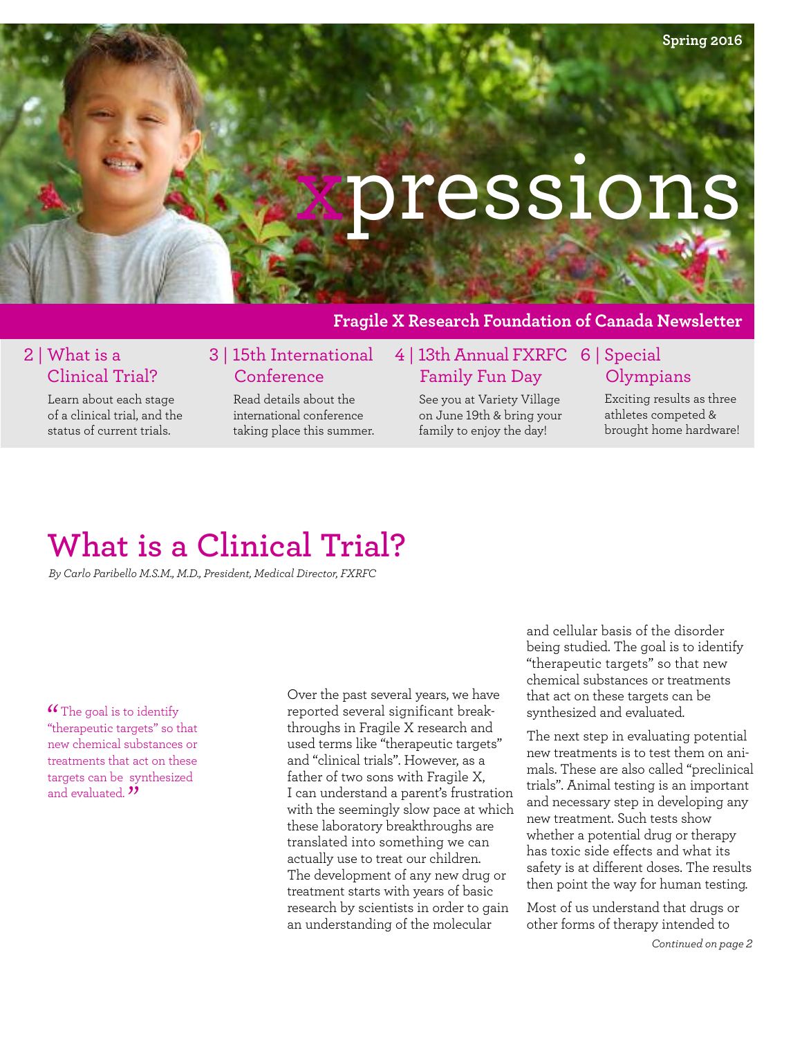Spring 2016

# xpressions

**Fragile X Research Foundation of Canada Newsletter**

**2 | What is a Clinical Trial?**
Learn about each stage of a clinical trial, and the status of current trials.

**3 | 15th International Conference**
Read details about the international conference taking place this summer.

**4 | 13th Annual FXRFC Family Fun Day**
See you at Variety Village on June 19th & bring your family to enjoy the day!

**6 | Special Olympians**
Exciting results as three athletes competed & brought home hardware!

## What is a Clinical Trial?

*By Carlo Paribello M.S.M., M.D., President, Medical Director, FXRFC*

> "The goal is to identify "therapeutic targets" so that new chemical substances or treatments that act on these targets can be synthesized and evaluated."

Over the past several years, we have reported several significant breakthroughs in Fragile X research and used terms like "therapeutic targets" and "clinical trials". However, as a father of two sons with Fragile X, I can understand a parent's frustration with the seemingly slow pace at which these laboratory breakthroughs are translated into something we can actually use to treat our children. The development of any new drug or treatment starts with years of basic research by scientists in order to gain an understanding of the molecular and cellular basis of the disorder being studied. The goal is to identify "therapeutic targets" so that new chemical substances or treatments that act on these targets can be synthesized and evaluated.

The next step in evaluating potential new treatments is to test them on animals. These are also called "preclinical trials". Animal testing is an important and necessary step in developing any new treatment. Such tests show whether a potential drug or therapy has toxic side effects and what its safety is at different doses. The results then point the way for human testing.

Most of us understand that drugs or other forms of therapy intended to

*Continued on page 2*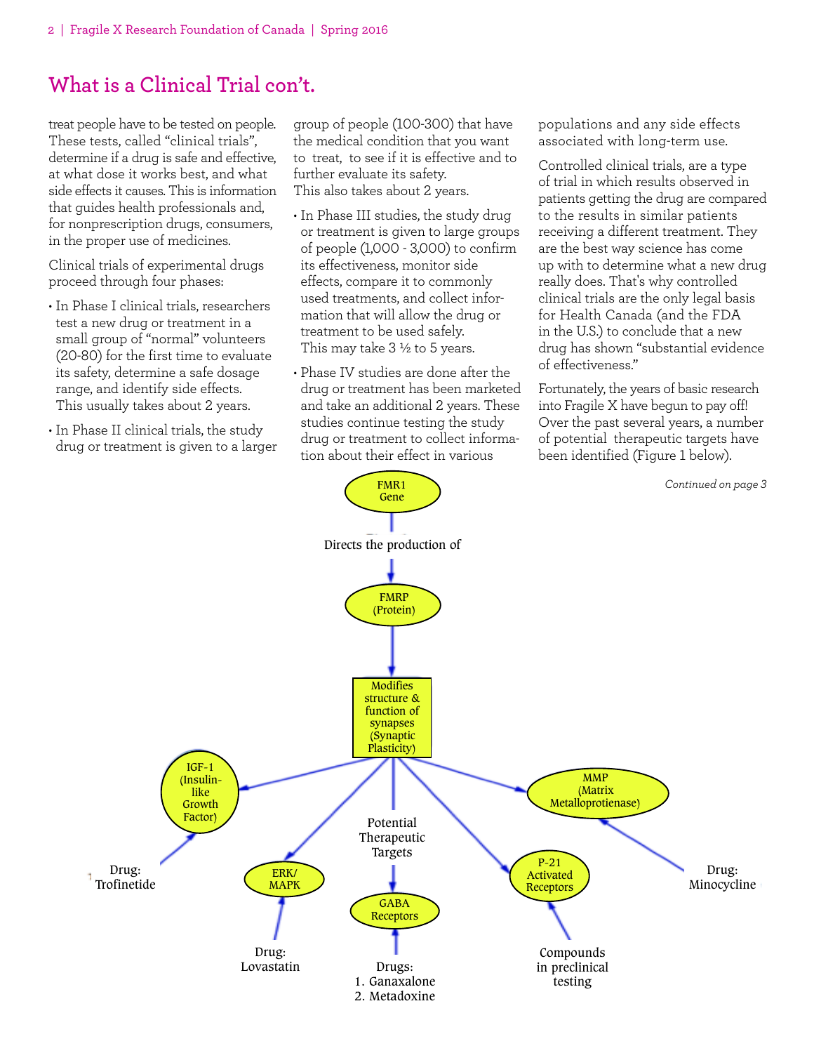## What is a Clinical Trial con't.

treat people have to be tested on people. These tests, called "clinical trials", determine if a drug is safe and effective, at what dose it works best, and what side effects it causes. This is information that guides health professionals and, for nonprescription drugs, consumers, in the proper use of medicines.

Clinical trials of experimental drugs proceed through four phases:

- In Phase I clinical trials, researchers test a new drug or treatment in a small group of "normal" volunteers (20-80) for the first time to evaluate its safety, determine a safe dosage range, and identify side effects. This usually takes about 2 years.
- In Phase II clinical trials, the study drug or treatment is given to a larger group of people (100-300) that have the medical condition that you want to treat, to see if it is effective and to further evaluate its safety. This also takes about 2 years.
- In Phase III studies, the study drug or treatment is given to large groups of people (1,000 - 3,000) to confirm its effectiveness, monitor side effects, compare it to commonly used treatments, and collect information that will allow the drug or treatment to be used safely. This may take 3 ½ to 5 years.
- Phase IV studies are done after the drug or treatment has been marketed and take an additional 2 years. These studies continue testing the study drug or treatment to collect information about their effect in various populations and any side effects associated with long-term use.

Controlled clinical trials, are a type of trial in which results observed in patients getting the drug are compared to the results in similar patients receiving a different treatment. They are the best way science has come up with to determine what a new drug really does. That's why controlled clinical trials are the only legal basis for Health Canada (and the FDA in the U.S.) to conclude that a new drug has shown "substantial evidence of effectiveness."

Fortunately, the years of basic research into Fragile X have begun to pay off! Over the past several years, a number of potential therapeutic targets have been identified (Figure 1 below).

*Continued on page 3*

FMR1 Gene → Directs the production of → FMRP (Protein) → Modifies structure & function of synapses (Synaptic Plasticity) → Potential Therapeutic Targets:

- IGF-1 (Insulin-like Growth Factor) ← Drug: Trofinetide
- ERK/MAPK ← Drug: Lovastatin
- GABA Receptors ← Drugs: 1. Ganaxalone 2. Metadoxine
- P-21 Activated Receptors ← Compounds in preclinical testing
- MMP (Matrix Metalloprotienase) ← Drug: Minocycline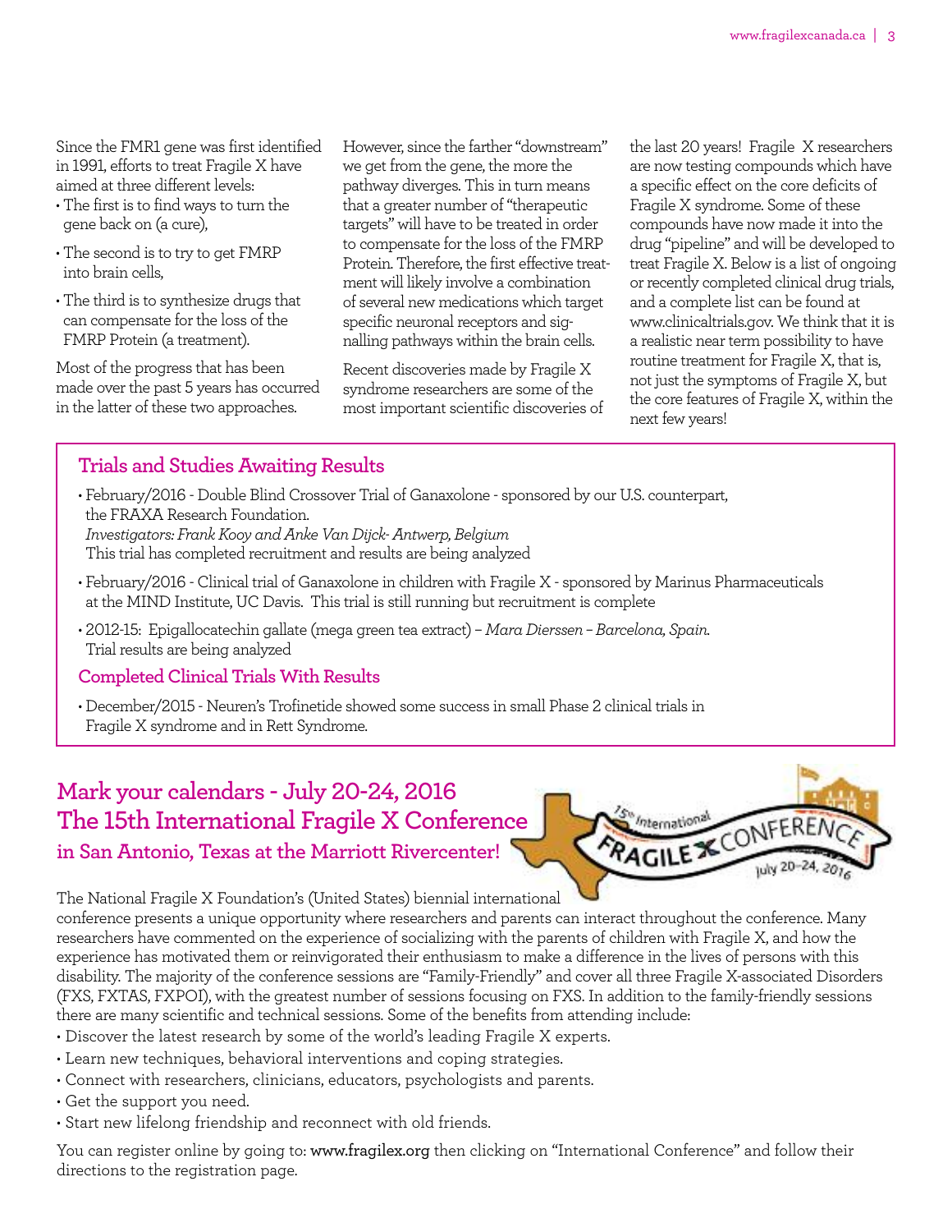Since the FMR1 gene was first identified in 1991, efforts to treat Fragile X have aimed at three different levels:

- The first is to find ways to turn the gene back on (a cure),
- The second is to try to get FMRP into brain cells,
- The third is to synthesize drugs that can compensate for the loss of the FMRP Protein (a treatment).

Most of the progress that has been made over the past 5 years has occurred in the latter of these two approaches.

However, since the farther "downstream" we get from the gene, the more the pathway diverges. This in turn means that a greater number of "therapeutic targets" will have to be treated in order to compensate for the loss of the FMRP Protein. Therefore, the first effective treatment will likely involve a combination of several new medications which target specific neuronal receptors and signalling pathways within the brain cells.

Recent discoveries made by Fragile X syndrome researchers are some of the most important scientific discoveries of the last 20 years! Fragile X researchers are now testing compounds which have a specific effect on the core deficits of Fragile X syndrome. Some of these compounds have now made it into the drug "pipeline" and will be developed to treat Fragile X. Below is a list of ongoing or recently completed clinical drug trials, and a complete list can be found at www.clinicaltrials.gov. We think that it is a realistic near term possibility to have routine treatment for Fragile X, that is, not just the symptoms of Fragile X, but the core features of Fragile X, within the next few years!

## Trials and Studies Awaiting Results

- February/2016 - Double Blind Crossover Trial of Ganaxolone - sponsored by our U.S. counterpart, the FRAXA Research Foundation.
  *Investigators: Frank Kooy and Anke Van Dijck- Antwerp, Belgium*
  This trial has completed recruitment and results are being analyzed
- February/2016 - Clinical trial of Ganaxolone in children with Fragile X - sponsored by Marinus Pharmaceuticals at the MIND Institute, UC Davis. This trial is still running but recruitment is complete
- 2012-15: Epigallocatechin gallate (mega green tea extract) – *Mara Dierssen – Barcelona, Spain.* Trial results are being analyzed

## Completed Clinical Trials With Results

- December/2015 - Neuren's Trofinetide showed some success in small Phase 2 clinical trials in Fragile X syndrome and in Rett Syndrome.

# Mark your calendars - July 20-24, 2016
# The 15th International Fragile X Conference
### in San Antonio, Texas at the Marriott Rivercenter!

The National Fragile X Foundation's (United States) biennial international conference presents a unique opportunity where researchers and parents can interact throughout the conference. Many researchers have commented on the experience of socializing with the parents of children with Fragile X, and how the experience has motivated them or reinvigorated their enthusiasm to make a difference in the lives of persons with this disability. The majority of the conference sessions are "Family-Friendly" and cover all three Fragile X-associated Disorders (FXS, FXTAS, FXPOI), with the greatest number of sessions focusing on FXS. In addition to the family-friendly sessions there are many scientific and technical sessions. Some of the benefits from attending include:

- Discover the latest research by some of the world's leading Fragile X experts.
- Learn new techniques, behavioral interventions and coping strategies.
- Connect with researchers, clinicians, educators, psychologists and parents.
- Get the support you need.
- Start new lifelong friendship and reconnect with old friends.

You can register online by going to: www.fragilex.org then clicking on "International Conference" and follow their directions to the registration page.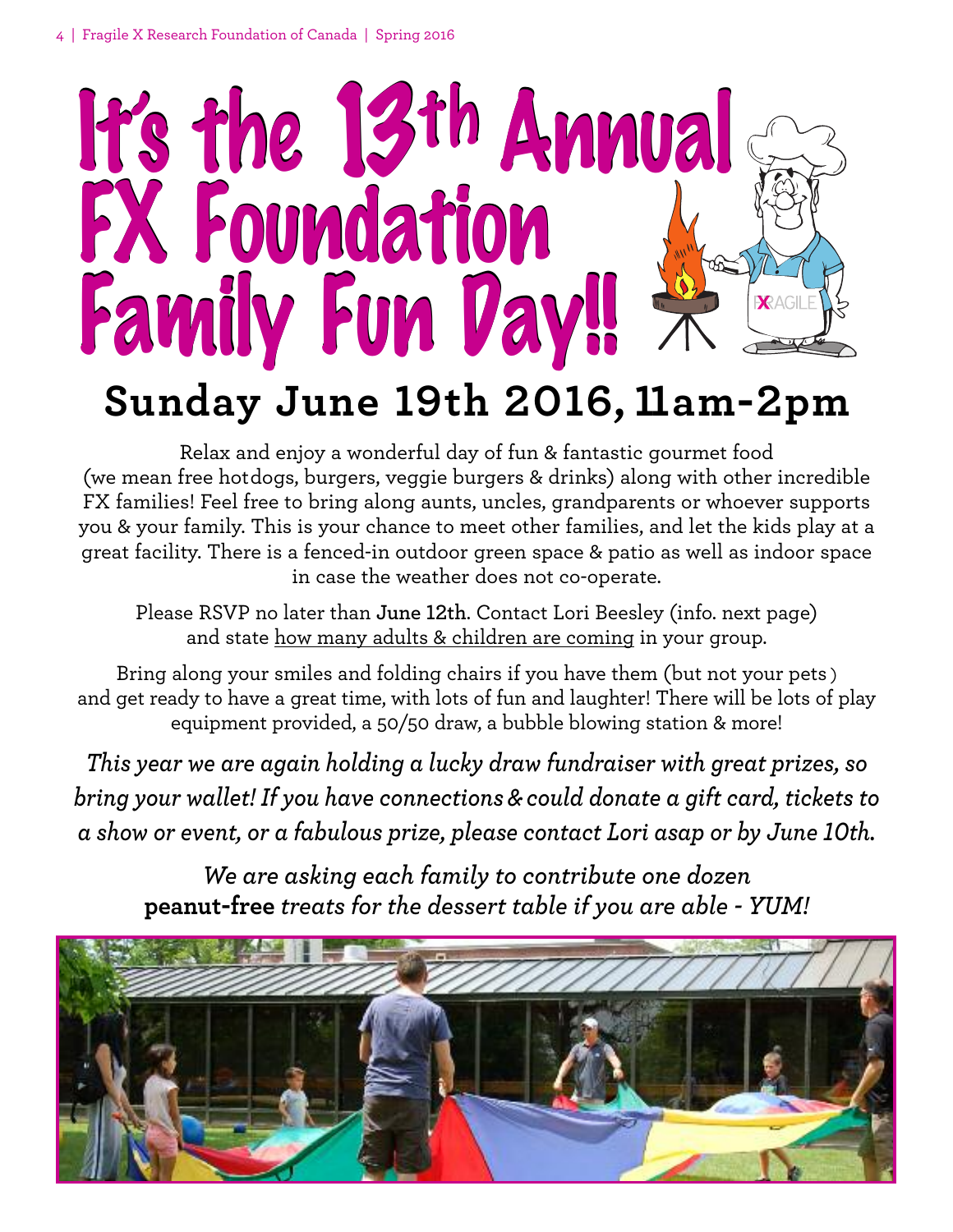# It's the 13th Annual FX Foundation Family Fun Day!!

## Sunday June 19th 2016, 11am-2pm

Relax and enjoy a wonderful day of fun & fantastic gourmet food (we mean free hotdogs, burgers, veggie burgers & drinks) along with other incredible FX families! Feel free to bring along aunts, uncles, grandparents or whoever supports you & your family. This is your chance to meet other families, and let the kids play at a great facility. There is a fenced-in outdoor green space & patio as well as indoor space in case the weather does not co-operate.

Please RSVP no later than **June 12th**. Contact Lori Beesley (info. next page) and state how many adults & children are coming in your group.

Bring along your smiles and folding chairs if you have them (but not your pets) and get ready to have a great time, with lots of fun and laughter! There will be lots of play equipment provided, a 50/50 draw, a bubble blowing station & more!

*This year we are again holding a lucky draw fundraiser with great prizes, so bring your wallet! If you have connections & could donate a gift card, tickets to a show or event, or a fabulous prize, please contact Lori asap or by June 10th.*

*We are asking each family to contribute one dozen* **peanut-free** *treats for the dessert table if you are able - YUM!*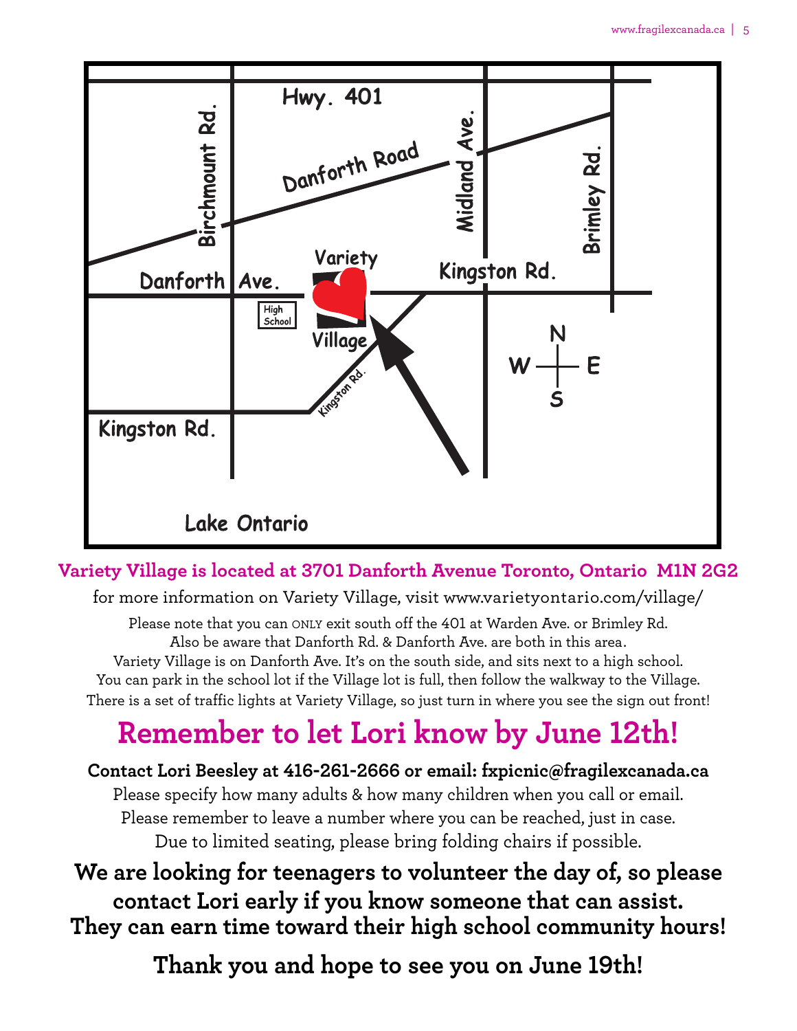Hwy. 401

Danforth Road

Birchmount Rd.

Midland Ave.

Brimley Rd.

Variety Village

Danforth Ave.

Kingston Rd.

High School

Kingston Rd.

Kingston Rd.

N W E S

Lake Ontario

**Variety Village is located at 3701 Danforth Avenue Toronto, Ontario M1N 2G2**

for more information on Variety Village, visit www.varietyontario.com/village/

Please note that you can ONLY exit south off the 401 at Warden Ave. or Brimley Rd.
Also be aware that Danforth Rd. & Danforth Ave. are both in this area.
Variety Village is on Danforth Ave. It's on the south side, and sits next to a high school.
You can park in the school lot if the Village lot is full, then follow the walkway to the Village.
There is a set of traffic lights at Variety Village, so just turn in where you see the sign out front!

# Remember to let Lori know by June 12th!

**Contact Lori Beesley at 416-261-2666 or email: fxpicnic@fragilexcanada.ca**

Please specify how many adults & how many children when you call or email.
Please remember to leave a number where you can be reached, just in case.
Due to limited seating, please bring folding chairs if possible.

**We are looking for teenagers to volunteer the day of, so please contact Lori early if you know someone that can assist. They can earn time toward their high school community hours!**

**Thank you and hope to see you on June 19th!**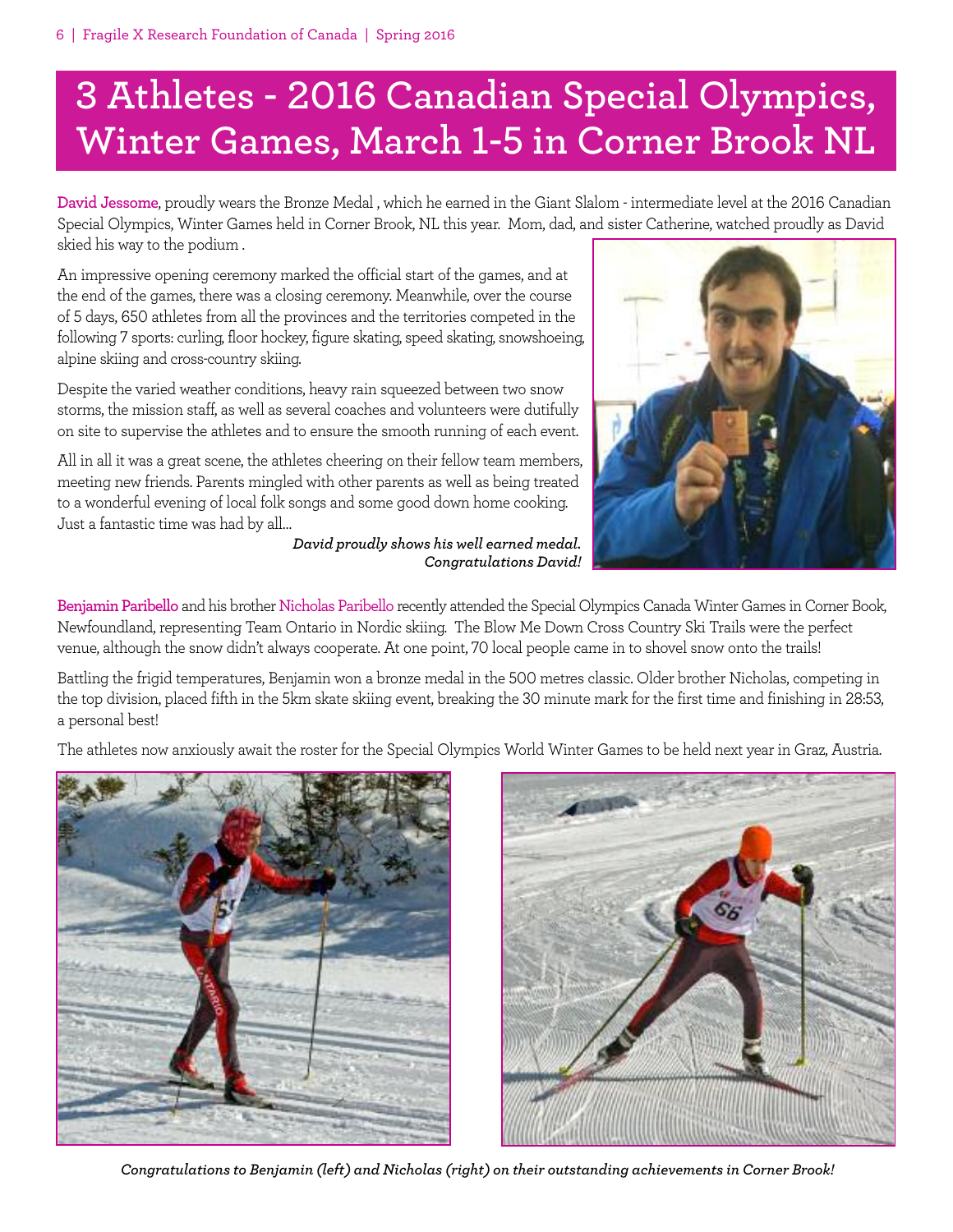# 3 Athletes - 2016 Canadian Special Olympics, Winter Games, March 1-5 in Corner Brook NL

**David Jessome**, proudly wears the Bronze Medal , which he earned in the Giant Slalom - intermediate level at the 2016 Canadian Special Olympics, Winter Games held in Corner Brook, NL this year. Mom, dad, and sister Catherine, watched proudly as David skied his way to the podium .

An impressive opening ceremony marked the official start of the games, and at the end of the games, there was a closing ceremony. Meanwhile, over the course of 5 days, 650 athletes from all the provinces and the territories competed in the following 7 sports: curling, floor hockey, figure skating, speed skating, snowshoeing, alpine skiing and cross-country skiing.

Despite the varied weather conditions, heavy rain squeezed between two snow storms, the mission staff, as well as several coaches and volunteers were dutifully on site to supervise the athletes and to ensure the smooth running of each event.

All in all it was a great scene, the athletes cheering on their fellow team members, meeting new friends. Parents mingled with other parents as well as being treated to a wonderful evening of local folk songs and some good down home cooking. Just a fantastic time was had by all...

*David proudly shows his well earned medal. Congratulations David!*

**Benjamin Paribello** and his brother **Nicholas Paribello** recently attended the Special Olympics Canada Winter Games in Corner Book, Newfoundland, representing Team Ontario in Nordic skiing. The Blow Me Down Cross Country Ski Trails were the perfect venue, although the snow didn't always cooperate. At one point, 70 local people came in to shovel snow onto the trails!

Battling the frigid temperatures, Benjamin won a bronze medal in the 500 metres classic. Older brother Nicholas, competing in the top division, placed fifth in the 5km skate skiing event, breaking the 30 minute mark for the first time and finishing in 28:53, a personal best!

The athletes now anxiously await the roster for the Special Olympics World Winter Games to be held next year in Graz, Austria.

*Congratulations to Benjamin (left) and Nicholas (right) on their outstanding achievements in Corner Brook!*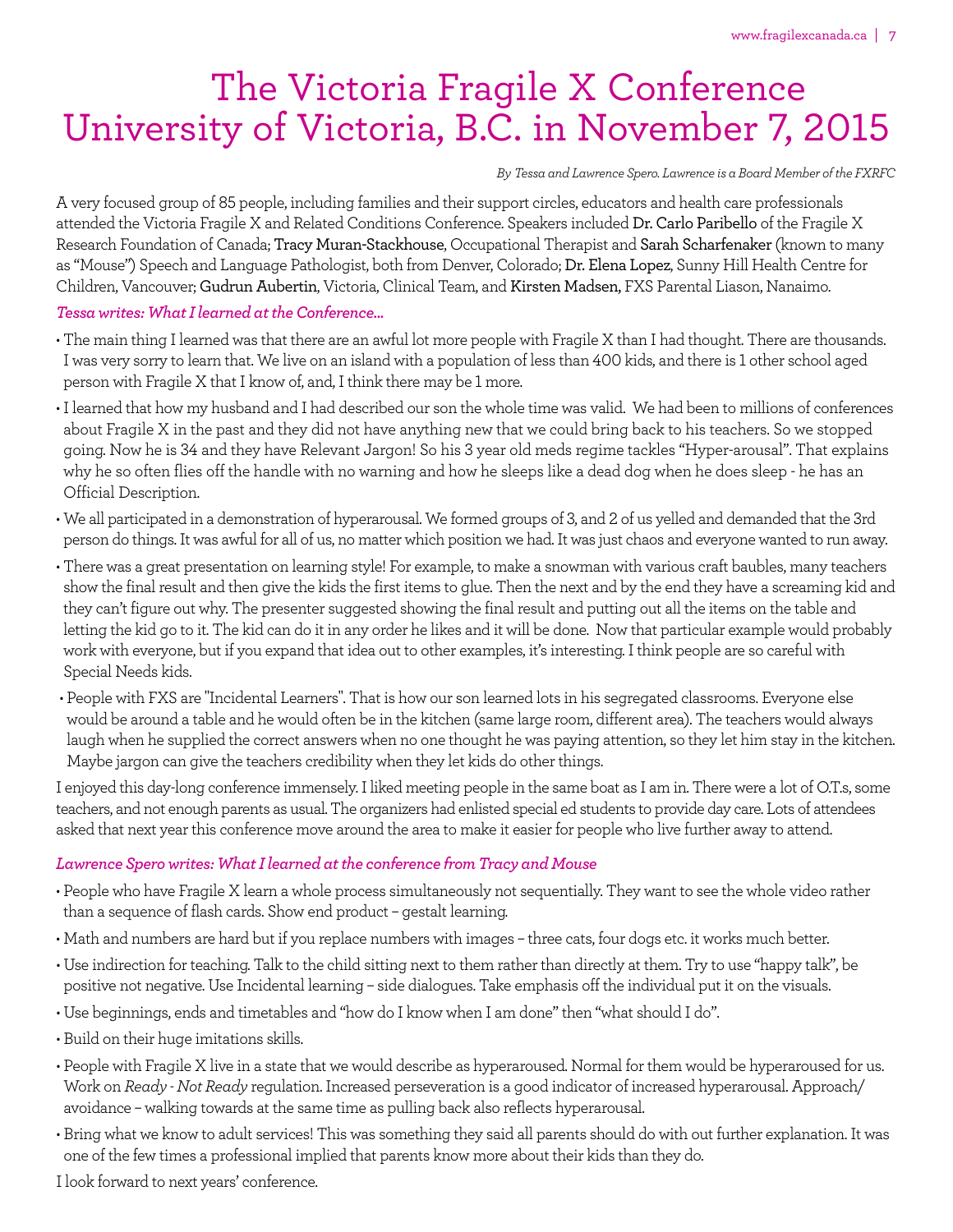# The Victoria Fragile X Conference University of Victoria, B.C. in November 7, 2015

*By Tessa and Lawrence Spero. Lawrence is a Board Member of the FXRFC*

A very focused group of 85 people, including families and their support circles, educators and health care professionals attended the Victoria Fragile X and Related Conditions Conference. Speakers included **Dr. Carlo Paribello** of the Fragile X Research Foundation of Canada; **Tracy Muran-Stackhouse**, Occupational Therapist and **Sarah Scharfenaker** (known to many as "Mouse") Speech and Language Pathologist, both from Denver, Colorado; **Dr. Elena Lopez**, Sunny Hill Health Centre for Children, Vancouver; **Gudrun Aubertin**, Victoria, Clinical Team, and **Kirsten Madsen,** FXS Parental Liason, Nanaimo.

***Tessa writes: What I learned at the Conference...***

- The main thing I learned was that there are an awful lot more people with Fragile X than I had thought. There are thousands. I was very sorry to learn that. We live on an island with a population of less than 400 kids, and there is 1 other school aged person with Fragile X that I know of, and, I think there may be 1 more.
- I learned that how my husband and I had described our son the whole time was valid. We had been to millions of conferences about Fragile X in the past and they did not have anything new that we could bring back to his teachers. So we stopped going. Now he is 34 and they have Relevant Jargon! So his 3 year old meds regime tackles "Hyper-arousal". That explains why he so often flies off the handle with no warning and how he sleeps like a dead dog when he does sleep - he has an Official Description.
- We all participated in a demonstration of hyperarousal. We formed groups of 3, and 2 of us yelled and demanded that the 3rd person do things. It was awful for all of us, no matter which position we had. It was just chaos and everyone wanted to run away.
- There was a great presentation on learning style! For example, to make a snowman with various craft baubles, many teachers show the final result and then give the kids the first items to glue. Then the next and by the end they have a screaming kid and they can't figure out why. The presenter suggested showing the final result and putting out all the items on the table and letting the kid go to it. The kid can do it in any order he likes and it will be done. Now that particular example would probably work with everyone, but if you expand that idea out to other examples, it's interesting. I think people are so careful with Special Needs kids.
- People with FXS are "Incidental Learners". That is how our son learned lots in his segregated classrooms. Everyone else would be around a table and he would often be in the kitchen (same large room, different area). The teachers would always laugh when he supplied the correct answers when no one thought he was paying attention, so they let him stay in the kitchen. Maybe jargon can give the teachers credibility when they let kids do other things.

I enjoyed this day-long conference immensely. I liked meeting people in the same boat as I am in. There were a lot of O.T.s, some teachers, and not enough parents as usual. The organizers had enlisted special ed students to provide day care. Lots of attendees asked that next year this conference move around the area to make it easier for people who live further away to attend.

***Lawrence Spero writes: What I learned at the conference from Tracy and Mouse***

- People who have Fragile X learn a whole process simultaneously not sequentially. They want to see the whole video rather than a sequence of flash cards. Show end product – gestalt learning.
- Math and numbers are hard but if you replace numbers with images – three cats, four dogs etc. it works much better.
- Use indirection for teaching. Talk to the child sitting next to them rather than directly at them. Try to use "happy talk", be positive not negative. Use Incidental learning – side dialogues. Take emphasis off the individual put it on the visuals.
- Use beginnings, ends and timetables and "how do I know when I am done" then "what should I do".
- Build on their huge imitations skills.
- People with Fragile X live in a state that we would describe as hyperaroused. Normal for them would be hyperaroused for us. Work on *Ready - Not Ready* regulation. Increased perseveration is a good indicator of increased hyperarousal. Approach/avoidance – walking towards at the same time as pulling back also reflects hyperarousal.
- Bring what we know to adult services! This was something they said all parents should do with out further explanation. It was one of the few times a professional implied that parents know more about their kids than they do.

I look forward to next years' conference.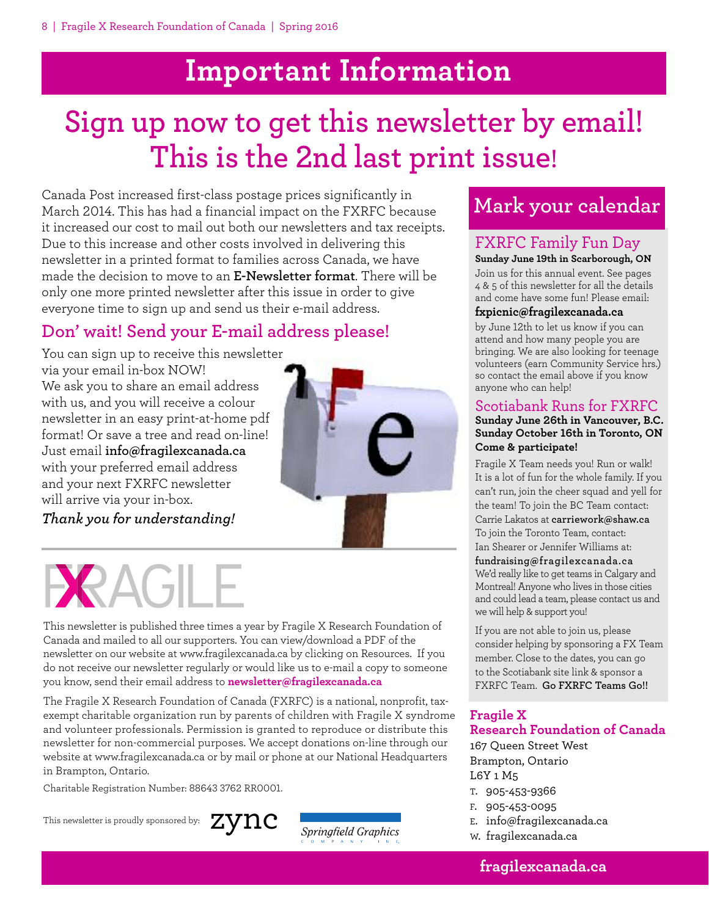# Important Information

## Sign up now to get this newsletter by email! This is the 2nd last print issue!

Canada Post increased first-class postage prices significantly in March 2014. This has had a financial impact on the FXRFC because it increased our cost to mail out both our newsletters and tax receipts. Due to this increase and other costs involved in delivering this newsletter in a printed format to families across Canada, we have made the decision to move to an **E-Newsletter format**. There will be only one more printed newsletter after this issue in order to give everyone time to sign up and send us their e-mail address.

### Don' wait! Send your E-mail address please!

You can sign up to receive this newsletter via your email in-box NOW! We ask you to share an email address with us, and you will receive a colour newsletter in an easy print-at-home pdf format! Or save a tree and read on-line! Just email **info@fragilexcanada.ca** with your preferred email address and your next FXRFC newsletter will arrive via your in-box.

***Thank you for understanding!***

FXRAGILE

This newsletter is published three times a year by Fragile X Research Foundation of Canada and mailed to all our supporters. You can view/download a PDF of the newsletter on our website at www.fragilexcanada.ca by clicking on Resources. If you do not receive our newsletter regularly or would like us to e-mail a copy to someone you know, send their email address to **newsletter@fragilexcanada.ca**

The Fragile X Research Foundation of Canada (FXRFC) is a national, nonprofit, tax-exempt charitable organization run by parents of children with Fragile X syndrome and volunteer professionals. Permission is granted to reproduce or distribute this newsletter for non-commercial purposes. We accept donations on-line through our website at www.fragilexcanada.ca or by mail or phone at our National Headquarters in Brampton, Ontario.

Charitable Registration Number: 88643 3762 RR0001.

This newsletter is proudly sponsored by: zync Springfield Graphics COMPANY INC.

## Mark your calendar

### FXRFC Family Fun Day

**Sunday June 19th in Scarborough, ON**

Join us for this annual event. See pages 4 & 5 of this newsletter for all the details and come have some fun! Please email:

**fxpicnic@fragilexcanada.ca**

by June 12th to let us know if you can attend and how many people you are bringing. We are also looking for teenage volunteers (earn Community Service hrs.) so contact the email above if you know anyone who can help!

### Scotiabank Runs for FXRFC

**Sunday June 26th in Vancouver, B.C.**
**Sunday October 16th in Toronto, ON**
**Come & participate!**

Fragile X Team needs you! Run or walk! It is a lot of fun for the whole family. If you can't run, join the cheer squad and yell for the team! To join the BC Team contact: Carrie Lakatos at **carriework@shaw.ca**
To join the Toronto Team, contact: Ian Shearer or Jennifer Williams at: **fundraising@fragilexcanada.ca**
We'd really like to get teams in Calgary and Montreal! Anyone who lives in those cities and could lead a team, please contact us and we will help & support you!

If you are not able to join us, please consider helping by sponsoring a FX Team member. Close to the dates, you can go to the Scotiabank site link & sponsor a FXRFC Team. **Go FXRFC Teams Go!!**

**Fragile X Research Foundation of Canada**
167 Queen Street West
Brampton, Ontario
L6Y 1 M5
T. 905-453-9366
F. 905-453-0095
E. info@fragilexcanada.ca
W. fragilexcanada.ca

**fragilexcanada.ca**